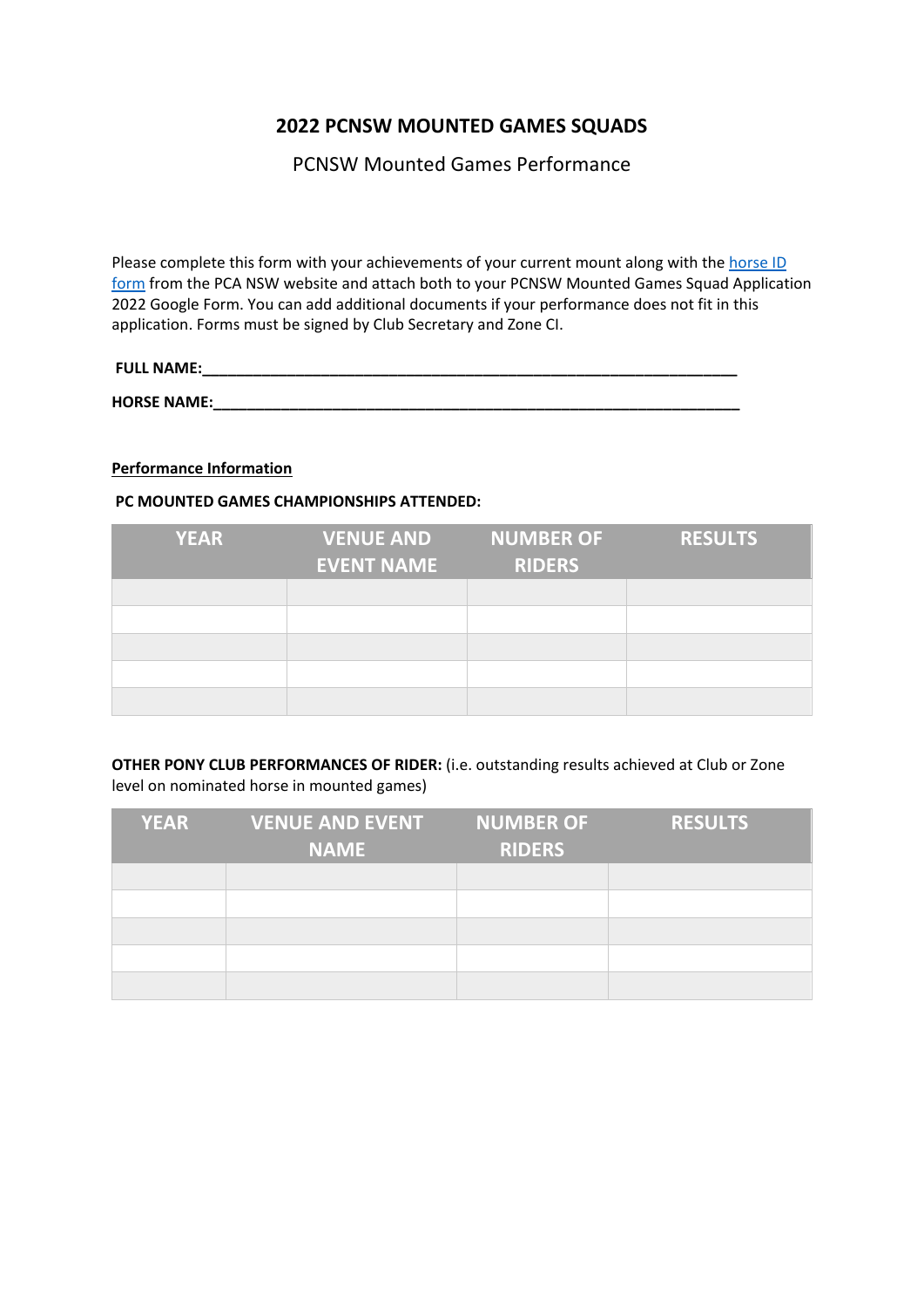# 2022 PCNSW MOUNTED GAMES SQUADS

PCNSW Mounted Games Performance

Please complete this form with your achievements of your current mount along with the [horse ID form]() from the PCA NSW website and attach both to your PCNSW Mounted Games Squad Application 2022 Google Form. You can add additional documents if your performance does not fit in this application. Forms must be signed by Club Secretary and Zone CI.

**FULL NAME:**\_\_\_\_\_\_\_\_\_\_\_\_\_\_\_\_\_\_\_\_\_\_\_\_\_\_\_\_\_\_\_\_\_\_\_\_\_\_\_\_\_\_\_\_\_\_\_\_\_\_\_\_\_\_\_\_\_\_\_\_\_\_

**HORSE NAME:**\_\_\_\_\_\_\_\_\_\_\_\_\_\_\_\_\_\_\_\_\_\_\_\_\_\_\_\_\_\_\_\_\_\_\_\_\_\_\_\_\_\_\_\_\_\_\_\_\_\_\_\_\_\_\_\_\_\_\_\_\_\_

**Performance Information**

**PC MOUNTED GAMES CHAMPIONSHIPS ATTENDED:**

| YEAR | VENUE AND EVENT NAME | NUMBER OF RIDERS | RESULTS |
|---|---|---|---|
| | | | |
| | | | |
| | | | |
| | | | |
| | | | |

**OTHER PONY CLUB PERFORMANCES OF RIDER:** (i.e. outstanding results achieved at Club or Zone level on nominated horse in mounted games)

| YEAR | VENUE AND EVENT NAME | NUMBER OF RIDERS | RESULTS |
|---|---|---|---|
| | | | |
| | | | |
| | | | |
| | | | |
| | | | |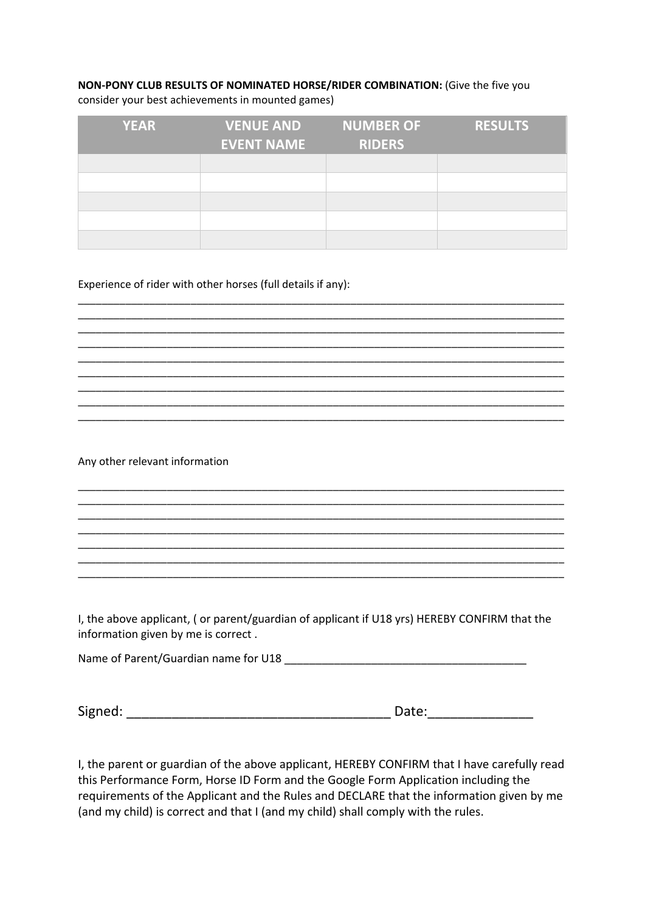**NON-PONY CLUB RESULTS OF NOMINATED HORSE/RIDER COMBINATION:** (Give the five you consider your best achievements in mounted games)

| YEAR | VENUE AND EVENT NAME | NUMBER OF RIDERS | RESULTS |
|---|---|---|---|
| | | | |
| | | | |
| | | | |
| | | | |
| | | | |

Experience of rider with other horses (full details if any):

_________________________________________________________________________________
_________________________________________________________________________________
_________________________________________________________________________________
_________________________________________________________________________________
_________________________________________________________________________________
_________________________________________________________________________________
_________________________________________________________________________________
_________________________________________________________________________________
_________________________________________________________________________________

Any other relevant information

_________________________________________________________________________________
_________________________________________________________________________________
_________________________________________________________________________________
_________________________________________________________________________________
_________________________________________________________________________________
_________________________________________________________________________________
_________________________________________________________________________________

I, the above applicant, ( or parent/guardian of applicant if U18 yrs) HEREBY CONFIRM that the information given by me is correct .

Name of Parent/Guardian name for U18 _______________________________________

Signed: ___________________________________ Date:______________

I, the parent or guardian of the above applicant, HEREBY CONFIRM that I have carefully read this Performance Form, Horse ID Form and the Google Form Application including the requirements of the Applicant and the Rules and DECLARE that the information given by me (and my child) is correct and that I (and my child) shall comply with the rules.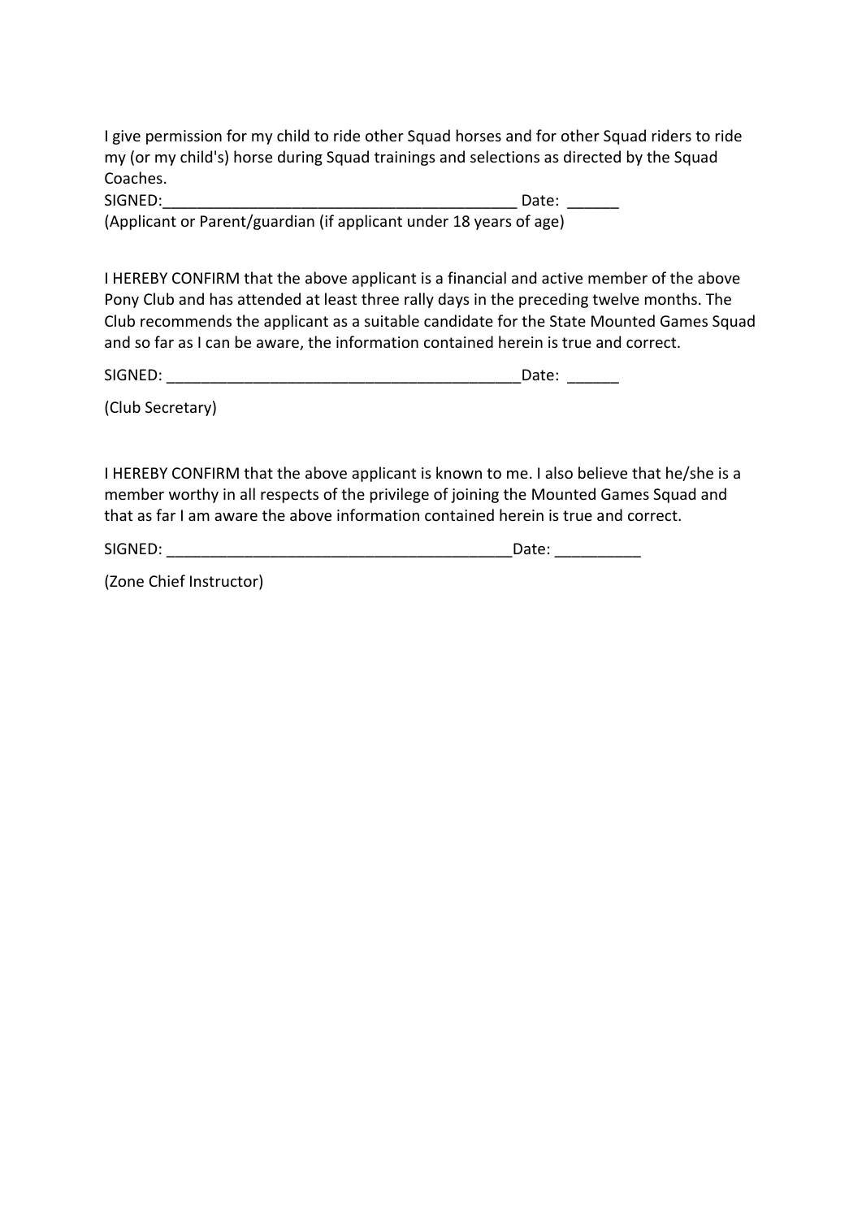I give permission for my child to ride other Squad horses and for other Squad riders to ride my (or my child's) horse during Squad trainings and selections as directed by the Squad Coaches.

SIGNED:__________________________________________ Date: ______

(Applicant or Parent/guardian (if applicant under 18 years of age)

I HEREBY CONFIRM that the above applicant is a financial and active member of the above Pony Club and has attended at least three rally days in the preceding twelve months. The Club recommends the applicant as a suitable candidate for the State Mounted Games Squad and so far as I can be aware, the information contained herein is true and correct.

SIGNED: __________________________________________Date: ______

(Club Secretary)

I HEREBY CONFIRM that the above applicant is known to me. I also believe that he/she is a member worthy in all respects of the privilege of joining the Mounted Games Squad and that as far I am aware the above information contained herein is true and correct.

SIGNED: _________________________________________Date: __________

(Zone Chief Instructor)